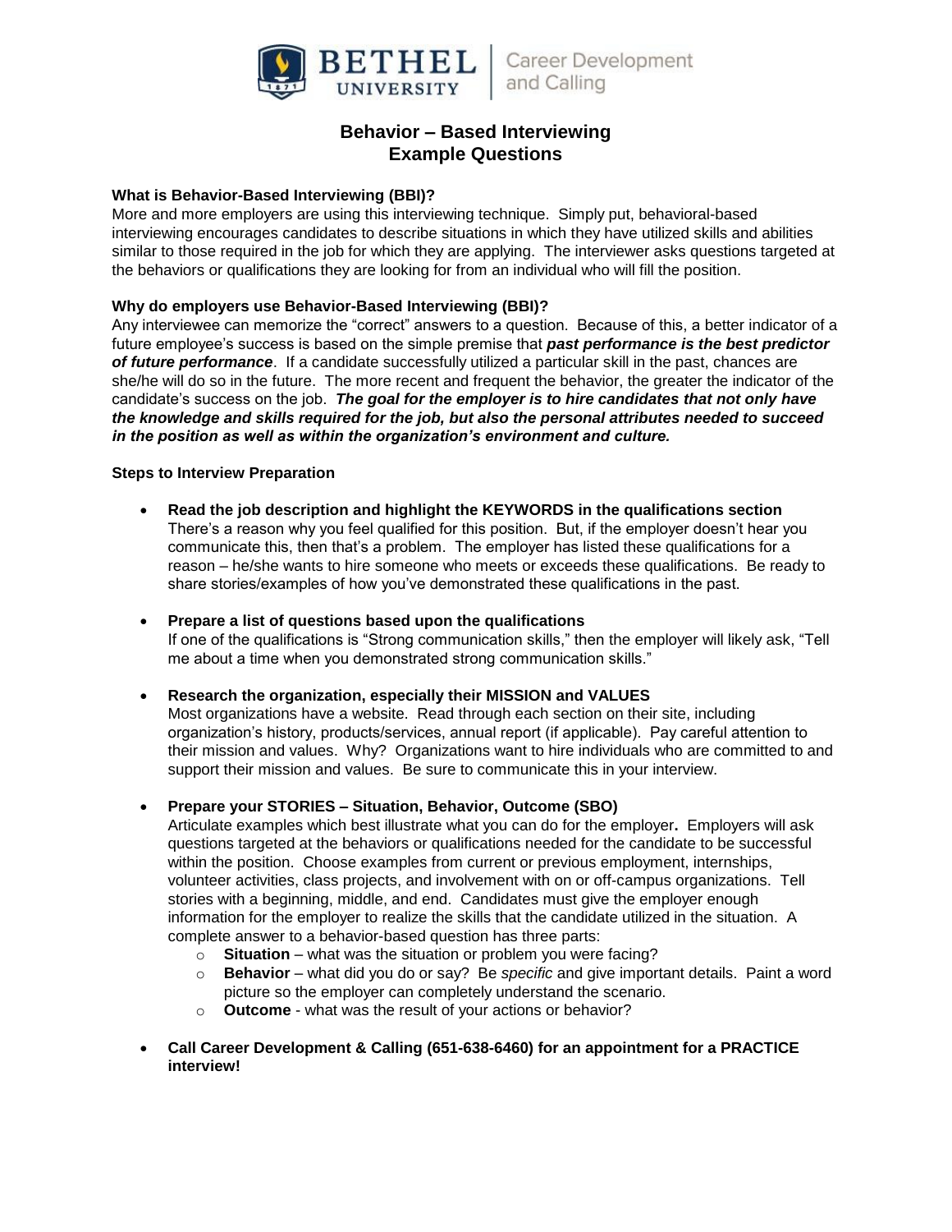BETHEL UNIVERSITY | Career Development and Calling

# Behavior – Based Interviewing
# Example Questions

**What is Behavior-Based Interviewing (BBI)?**

More and more employers are using this interviewing technique. Simply put, behavioral-based interviewing encourages candidates to describe situations in which they have utilized skills and abilities similar to those required in the job for which they are applying. The interviewer asks questions targeted at the behaviors or qualifications they are looking for from an individual who will fill the position.

**Why do employers use Behavior-Based Interviewing (BBI)?**

Any interviewee can memorize the "correct" answers to a question. Because of this, a better indicator of a future employee's success is based on the simple premise that ***past performance is the best predictor of future performance***. If a candidate successfully utilized a particular skill in the past, chances are she/he will do so in the future. The more recent and frequent the behavior, the greater the indicator of the candidate's success on the job. ***The goal for the employer is to hire candidates that not only have the knowledge and skills required for the job, but also the personal attributes needed to succeed in the position as well as within the organization's environment and culture.***

**Steps to Interview Preparation**

- **Read the job description and highlight the KEYWORDS in the qualifications section**
  There's a reason why you feel qualified for this position. But, if the employer doesn't hear you communicate this, then that's a problem. The employer has listed these qualifications for a reason – he/she wants to hire someone who meets or exceeds these qualifications. Be ready to share stories/examples of how you've demonstrated these qualifications in the past.

- **Prepare a list of questions based upon the qualifications**
  If one of the qualifications is "Strong communication skills," then the employer will likely ask, "Tell me about a time when you demonstrated strong communication skills."

- **Research the organization, especially their MISSION and VALUES**
  Most organizations have a website. Read through each section on their site, including organization's history, products/services, annual report (if applicable). Pay careful attention to their mission and values. Why? Organizations want to hire individuals who are committed to and support their mission and values. Be sure to communicate this in your interview.

- **Prepare your STORIES – Situation, Behavior, Outcome (SBO)**
  Articulate examples which best illustrate what you can do for the employer**.** Employers will ask questions targeted at the behaviors or qualifications needed for the candidate to be successful within the position. Choose examples from current or previous employment, internships, volunteer activities, class projects, and involvement with on or off-campus organizations. Tell stories with a beginning, middle, and end. Candidates must give the employer enough information for the employer to realize the skills that the candidate utilized in the situation. A complete answer to a behavior-based question has three parts:
    - **Situation** – what was the situation or problem you were facing?
    - **Behavior** – what did you do or say? Be *specific* and give important details. Paint a word picture so the employer can completely understand the scenario.
    - **Outcome** - what was the result of your actions or behavior?

- **Call Career Development & Calling (651-638-6460) for an appointment for a PRACTICE interview!**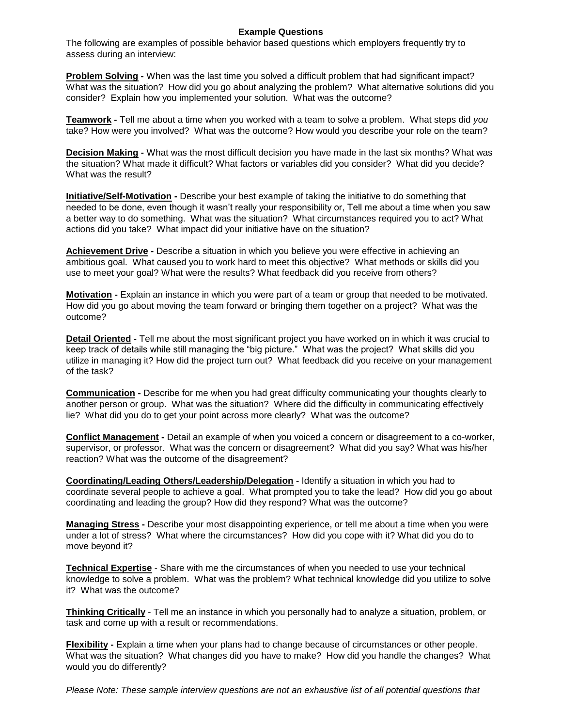**Example Questions**

The following are examples of possible behavior based questions which employers frequently try to assess during an interview:

**Problem Solving -** When was the last time you solved a difficult problem that had significant impact? What was the situation? How did you go about analyzing the problem? What alternative solutions did you consider? Explain how you implemented your solution. What was the outcome?

**Teamwork -** Tell me about a time when you worked with a team to solve a problem. What steps did *you* take? How were you involved? What was the outcome? How would you describe your role on the team?

**Decision Making -** What was the most difficult decision you have made in the last six months? What was the situation? What made it difficult? What factors or variables did you consider? What did you decide? What was the result?

**Initiative/Self-Motivation -** Describe your best example of taking the initiative to do something that needed to be done, even though it wasn't really your responsibility or, Tell me about a time when you saw a better way to do something. What was the situation? What circumstances required you to act? What actions did you take? What impact did your initiative have on the situation?

**Achievement Drive -** Describe a situation in which you believe you were effective in achieving an ambitious goal. What caused you to work hard to meet this objective? What methods or skills did you use to meet your goal? What were the results? What feedback did you receive from others?

**Motivation -** Explain an instance in which you were part of a team or group that needed to be motivated. How did you go about moving the team forward or bringing them together on a project? What was the outcome?

**Detail Oriented -** Tell me about the most significant project you have worked on in which it was crucial to keep track of details while still managing the "big picture." What was the project? What skills did you utilize in managing it? How did the project turn out? What feedback did you receive on your management of the task?

**Communication -** Describe for me when you had great difficulty communicating your thoughts clearly to another person or group. What was the situation? Where did the difficulty in communicating effectively lie? What did you do to get your point across more clearly? What was the outcome?

**Conflict Management -** Detail an example of when you voiced a concern or disagreement to a co-worker, supervisor, or professor. What was the concern or disagreement? What did you say? What was his/her reaction? What was the outcome of the disagreement?

**Coordinating/Leading Others/Leadership/Delegation -** Identify a situation in which you had to coordinate several people to achieve a goal. What prompted you to take the lead? How did you go about coordinating and leading the group? How did they respond? What was the outcome?

**Managing Stress -** Describe your most disappointing experience, or tell me about a time when you were under a lot of stress? What where the circumstances? How did you cope with it? What did you do to move beyond it?

**Technical Expertise** - Share with me the circumstances of when you needed to use your technical knowledge to solve a problem. What was the problem? What technical knowledge did you utilize to solve it? What was the outcome?

**Thinking Critically** - Tell me an instance in which you personally had to analyze a situation, problem, or task and come up with a result or recommendations.

**Flexibility -** Explain a time when your plans had to change because of circumstances or other people. What was the situation? What changes did you have to make? How did you handle the changes? What would you do differently?

*Please Note: These sample interview questions are not an exhaustive list of all potential questions that*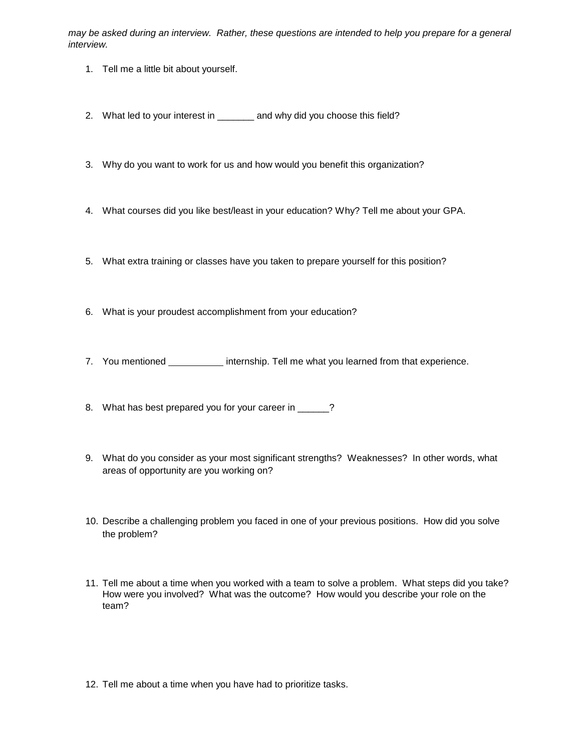*may be asked during an interview. Rather, these questions are intended to help you prepare for a general interview.*

1. Tell me a little bit about yourself.

2. What led to your interest in _______ and why did you choose this field?

3. Why do you want to work for us and how would you benefit this organization?

4. What courses did you like best/least in your education? Why? Tell me about your GPA.

5. What extra training or classes have you taken to prepare yourself for this position?

6. What is your proudest accomplishment from your education?

7. You mentioned __________ internship. Tell me what you learned from that experience.

8. What has best prepared you for your career in ______?

9. What do you consider as your most significant strengths? Weaknesses? In other words, what areas of opportunity are you working on?

10. Describe a challenging problem you faced in one of your previous positions. How did you solve the problem?

11. Tell me about a time when you worked with a team to solve a problem. What steps did you take? How were you involved? What was the outcome? How would you describe your role on the team?

12. Tell me about a time when you have had to prioritize tasks.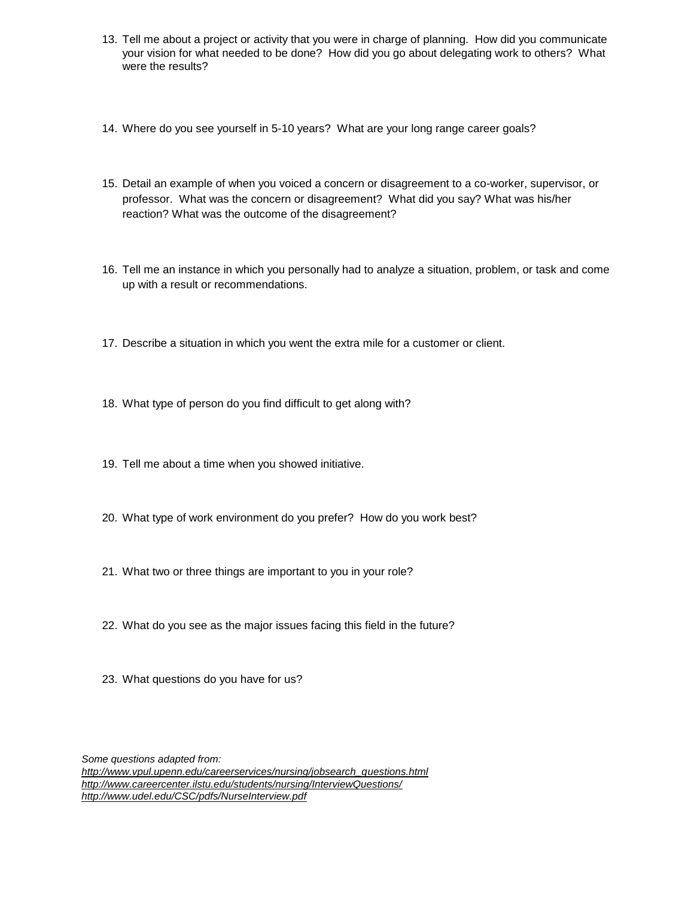13. Tell me about a project or activity that you were in charge of planning. How did you communicate your vision for what needed to be done? How did you go about delegating work to others? What were the results?

14. Where do you see yourself in 5-10 years? What are your long range career goals?

15. Detail an example of when you voiced a concern or disagreement to a co-worker, supervisor, or professor. What was the concern or disagreement? What did you say? What was his/her reaction? What was the outcome of the disagreement?

16. Tell me an instance in which you personally had to analyze a situation, problem, or task and come up with a result or recommendations.

17. Describe a situation in which you went the extra mile for a customer or client.

18. What type of person do you find difficult to get along with?

19. Tell me about a time when you showed initiative.

20. What type of work environment do you prefer? How do you work best?

21. What two or three things are important to you in your role?

22. What do you see as the major issues facing this field in the future?

23. What questions do you have for us?

*Some questions adapted from:*
*http://www.vpul.upenn.edu/careerservices/nursing/jobsearch_questions.html*
*http://www.careercenter.ilstu.edu/students/nursing/InterviewQuestions/*
*http://www.udel.edu/CSC/pdfs/NurseInterview.pdf*